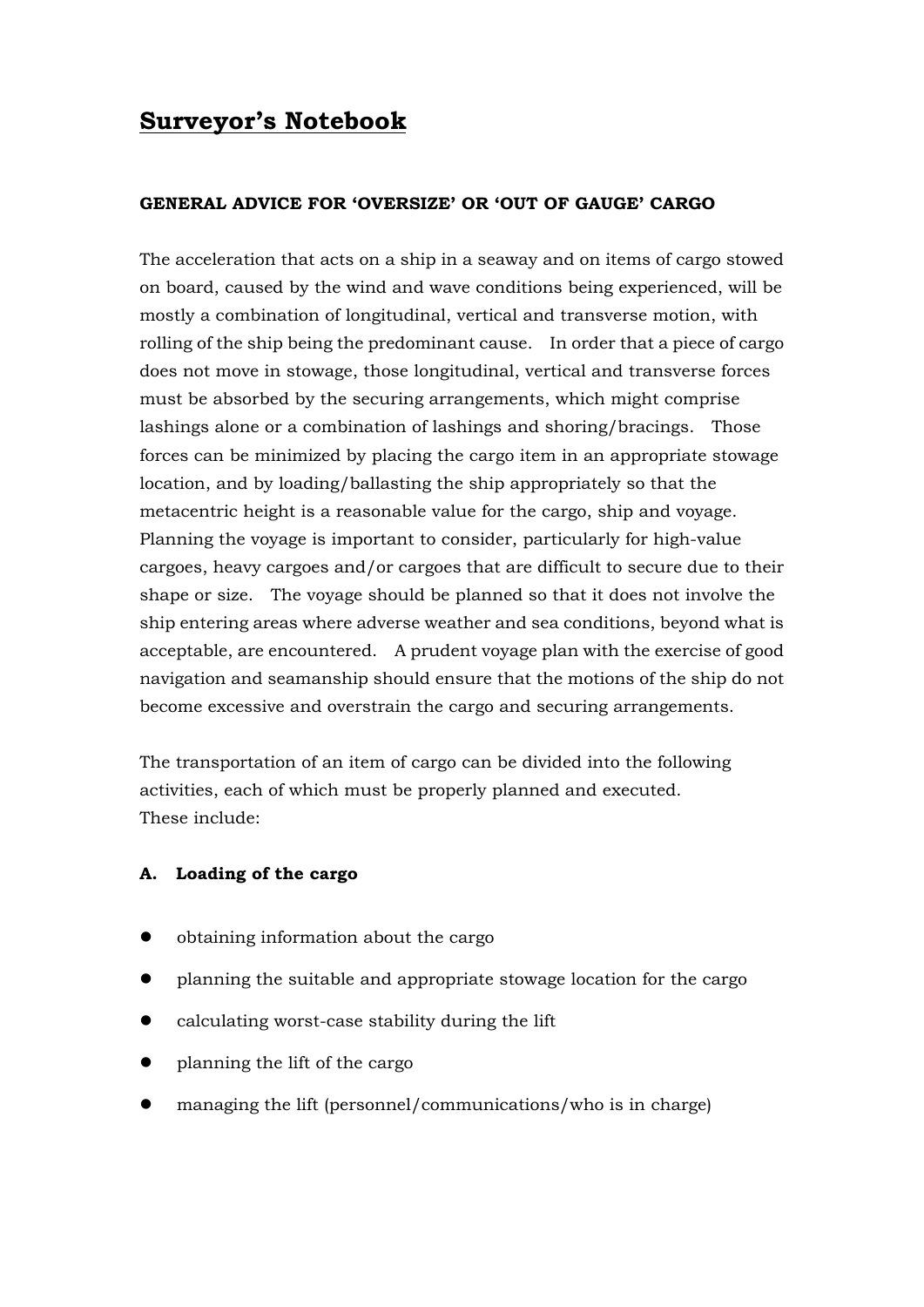# Surveyor's Notebook

## GENERAL ADVICE FOR 'OVERSIZE' OR 'OUT OF GAUGE' CARGO

The acceleration that acts on a ship in a seaway and on items of cargo stowed on board, caused by the wind and wave conditions being experienced, will be mostly a combination of longitudinal, vertical and transverse motion, with rolling of the ship being the predominant cause. In order that a piece of cargo does not move in stowage, those longitudinal, vertical and transverse forces must be absorbed by the securing arrangements, which might comprise lashings alone or a combination of lashings and shoring/bracings. Those forces can be minimized by placing the cargo item in an appropriate stowage location, and by loading/ballasting the ship appropriately so that the metacentric height is a reasonable value for the cargo, ship and voyage. Planning the voyage is important to consider, particularly for high-value cargoes, heavy cargoes and/or cargoes that are difficult to secure due to their shape or size. The voyage should be planned so that it does not involve the ship entering areas where adverse weather and sea conditions, beyond what is acceptable, are encountered. A prudent voyage plan with the exercise of good navigation and seamanship should ensure that the motions of the ship do not become excessive and overstrain the cargo and securing arrangements.

The transportation of an item of cargo can be divided into the following activities, each of which must be properly planned and executed.
These include:

### A. Loading of the cargo

- obtaining information about the cargo
- planning the suitable and appropriate stowage location for the cargo
- calculating worst-case stability during the lift
- planning the lift of the cargo
- managing the lift (personnel/communications/who is in charge)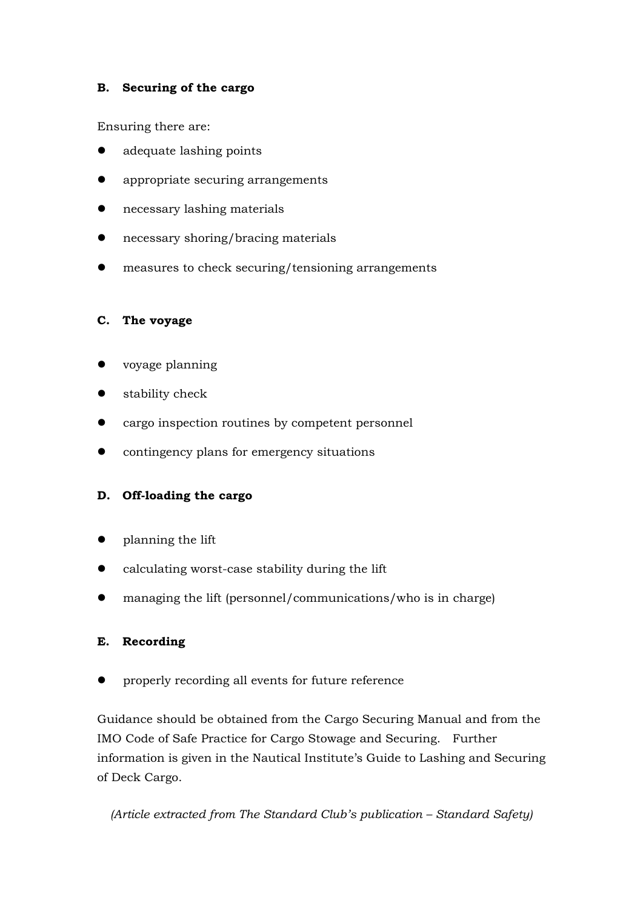**B. Securing of the cargo**

Ensuring there are:

- adequate lashing points
- appropriate securing arrangements
- necessary lashing materials
- necessary shoring/bracing materials
- measures to check securing/tensioning arrangements

**C. The voyage**

- voyage planning
- stability check
- cargo inspection routines by competent personnel
- contingency plans for emergency situations

**D. Off-loading the cargo**

- planning the lift
- calculating worst-case stability during the lift
- managing the lift (personnel/communications/who is in charge)

**E. Recording**

- properly recording all events for future reference

Guidance should be obtained from the Cargo Securing Manual and from the IMO Code of Safe Practice for Cargo Stowage and Securing. Further information is given in the Nautical Institute's Guide to Lashing and Securing of Deck Cargo.

*(Article extracted from The Standard Club's publication – Standard Safety)*